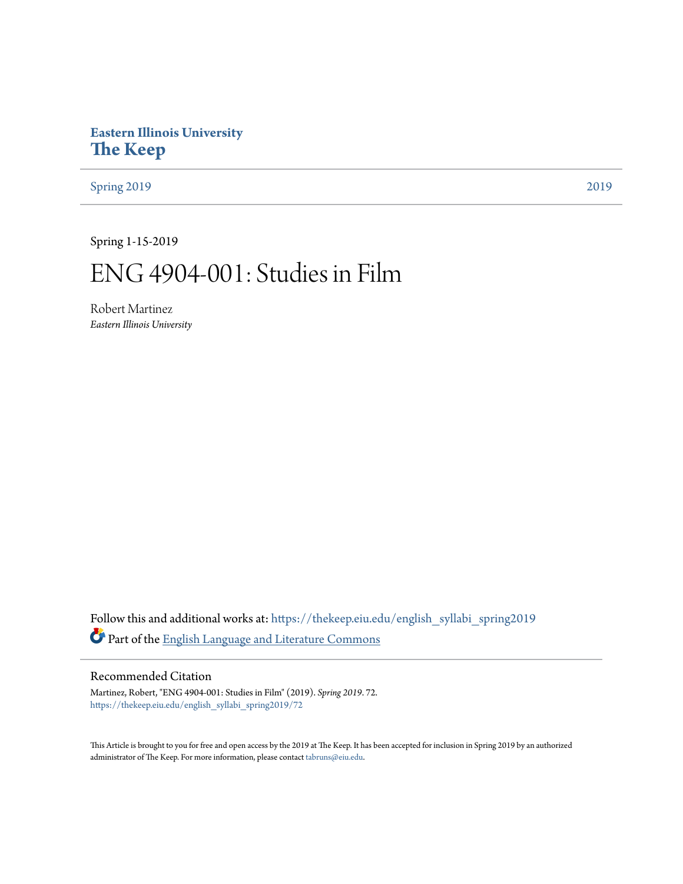**Eastern Illinois University**
# The Keep

Spring 2019 | 2019

Spring 1-15-2019

# ENG 4904-001: Studies in Film

Robert Martinez
*Eastern Illinois University*

Follow this and additional works at: https://thekeep.eiu.edu/english_syllabi_spring2019

Part of the English Language and Literature Commons

## Recommended Citation

Martinez, Robert, "ENG 4904-001: Studies in Film" (2019). *Spring 2019*. 72.
https://thekeep.eiu.edu/english_syllabi_spring2019/72

This Article is brought to you for free and open access by the 2019 at The Keep. It has been accepted for inclusion in Spring 2019 by an authorized administrator of The Keep. For more information, please contact tabruns@eiu.edu.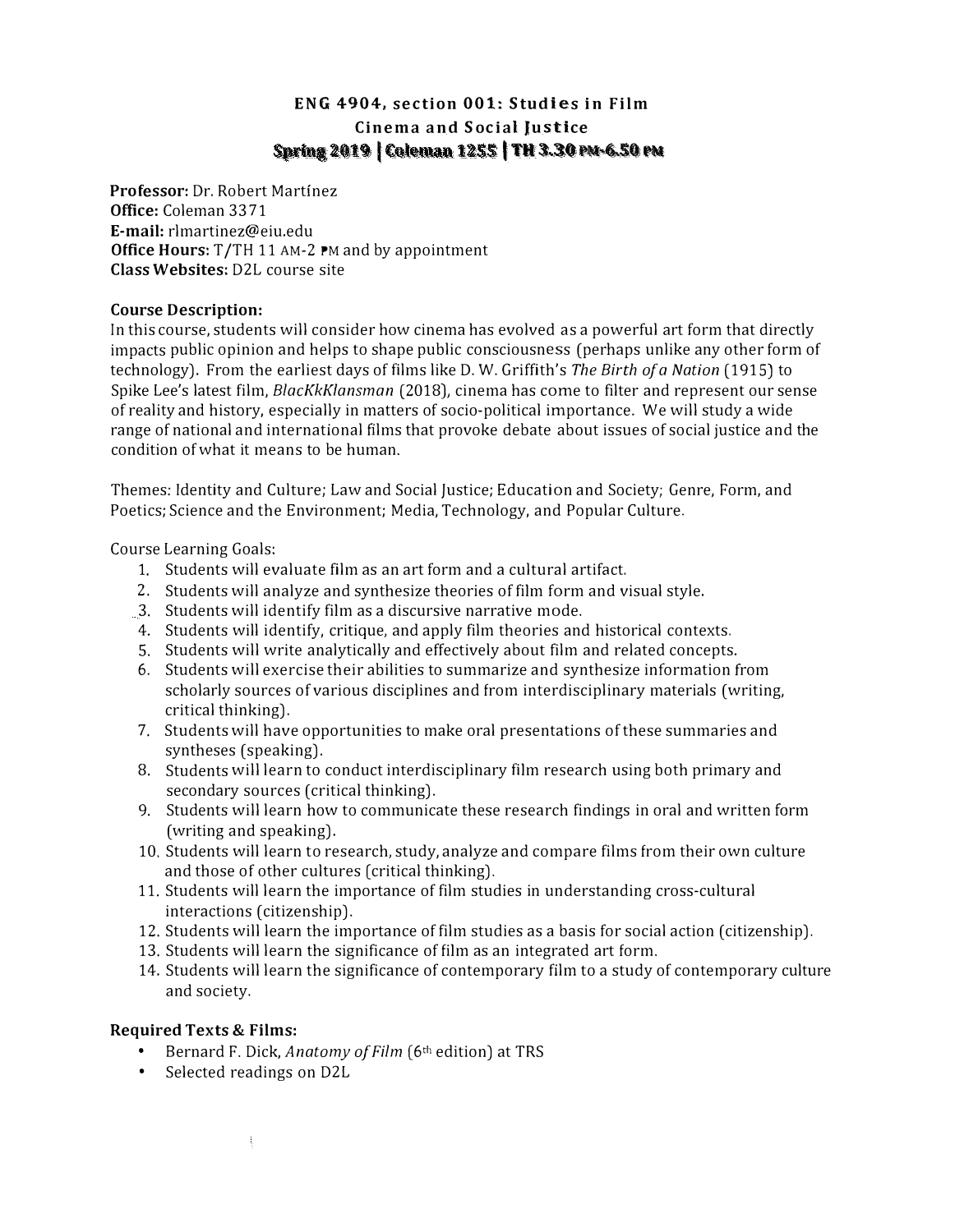# ENG 4904, section 001: Studies in Film
## Cinema and Social Justice
### Spring 2019 | Coleman 1255 | TH 3.30 PM-6.50 PM

**Professor:** Dr. Robert Martínez
**Office:** Coleman 3371
**E-mail:** rlmartinez@eiu.edu
**Office Hours:** T/TH 11 AM-2 PM and by appointment
**Class Websites:** D2L course site

**Course Description:**
In this course, students will consider how cinema has evolved as a powerful art form that directly impacts public opinion and helps to shape public consciousness (perhaps unlike any other form of technology). From the earliest days of films like D. W. Griffith's *The Birth of a Nation* (1915) to Spike Lee's latest film, *BlacKkKlansman* (2018), cinema has come to filter and represent our sense of reality and history, especially in matters of socio-political importance. We will study a wide range of national and international films that provoke debate about issues of social justice and the condition of what it means to be human.

Themes: Identity and Culture; Law and Social Justice; Education and Society; Genre, Form, and Poetics; Science and the Environment; Media, Technology, and Popular Culture.

Course Learning Goals:

1. Students will evaluate film as an art form and a cultural artifact.
2. Students will analyze and synthesize theories of film form and visual style.
3. Students will identify film as a discursive narrative mode.
4. Students will identify, critique, and apply film theories and historical contexts.
5. Students will write analytically and effectively about film and related concepts.
6. Students will exercise their abilities to summarize and synthesize information from scholarly sources of various disciplines and from interdisciplinary materials (writing, critical thinking).
7. Students will have opportunities to make oral presentations of these summaries and syntheses (speaking).
8. Students will learn to conduct interdisciplinary film research using both primary and secondary sources (critical thinking).
9. Students will learn how to communicate these research findings in oral and written form (writing and speaking).
10. Students will learn to research, study, analyze and compare films from their own culture and those of other cultures (critical thinking).
11. Students will learn the importance of film studies in understanding cross-cultural interactions (citizenship).
12. Students will learn the importance of film studies as a basis for social action (citizenship).
13. Students will learn the significance of film as an integrated art form.
14. Students will learn the significance of contemporary film to a study of contemporary culture and society.

**Required Texts & Films:**

- Bernard F. Dick, *Anatomy of Film* (6th edition) at TRS
- Selected readings on D2L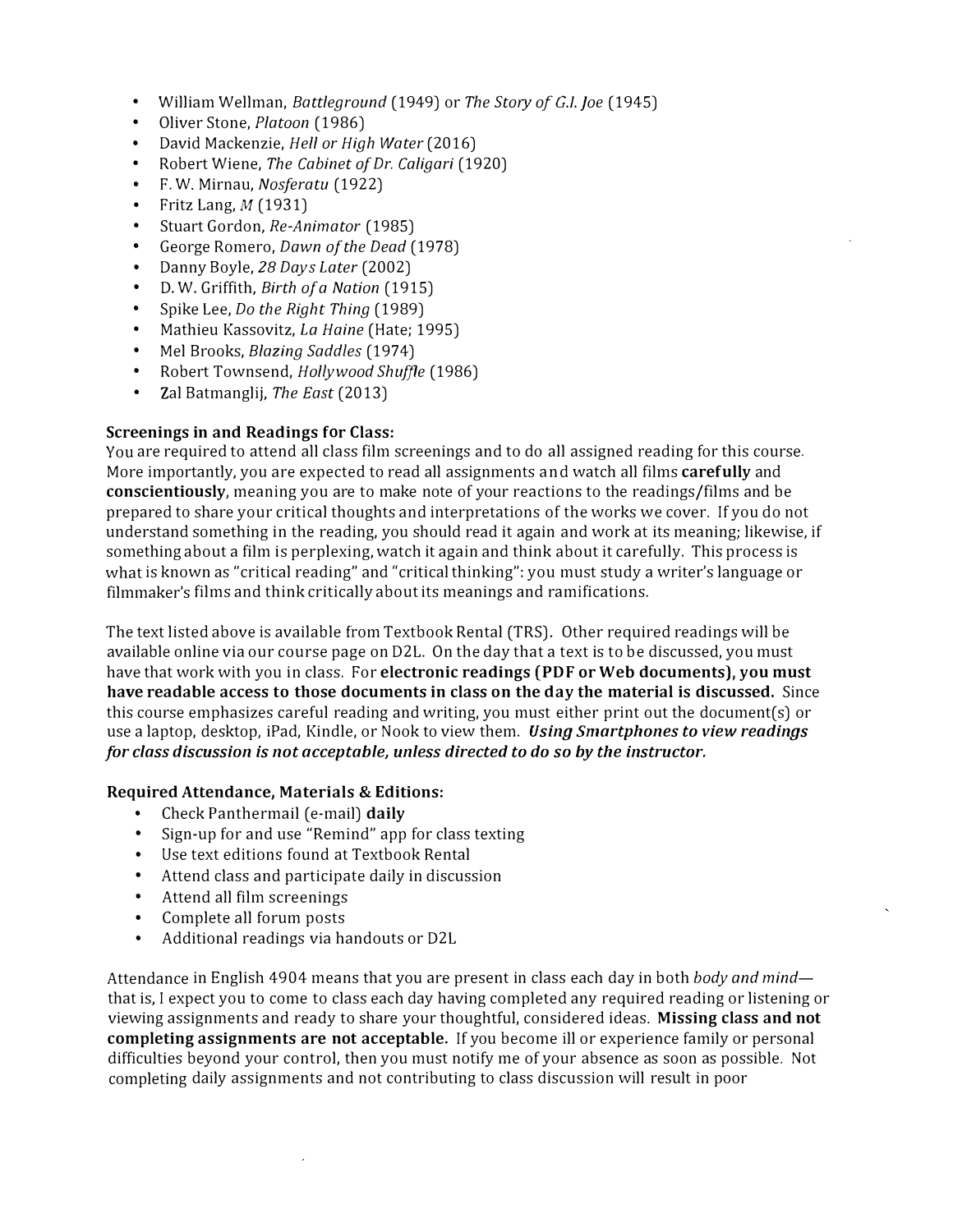- William Wellman, *Battleground* (1949) or *The Story of G.I. Joe* (1945)
- Oliver Stone, *Platoon* (1986)
- David Mackenzie, *Hell or High Water* (2016)
- Robert Wiene, *The Cabinet of Dr. Caligari* (1920)
- F. W. Mirnau, *Nosferatu* (1922)
- Fritz Lang, *M* (1931)
- Stuart Gordon, *Re-Animator* (1985)
- George Romero, *Dawn of the Dead* (1978)
- Danny Boyle, *28 Days Later* (2002)
- D. W. Griffith, *Birth of a Nation* (1915)
- Spike Lee, *Do the Right Thing* (1989)
- Mathieu Kassovitz, *La Haine* (Hate; 1995)
- Mel Brooks, *Blazing Saddles* (1974)
- Robert Townsend, *Hollywood Shuffle* (1986)
- Zal Batmanglij, *The East* (2013)

**Screenings in and Readings for Class:**
You are required to attend all class film screenings and to do all assigned reading for this course. More importantly, you are expected to read all assignments and watch all films **carefully** and **conscientiously**, meaning you are to make note of your reactions to the readings/films and be prepared to share your critical thoughts and interpretations of the works we cover. If you do not understand something in the reading, you should read it again and work at its meaning; likewise, if something about a film is perplexing, watch it again and think about it carefully. This process is what is known as "critical reading" and "critical thinking": you must study a writer's language or filmmaker's films and think critically about its meanings and ramifications.

The text listed above is available from Textbook Rental (TRS). Other required readings will be available online via our course page on D2L. On the day that a text is to be discussed, you must have that work with you in class. For **electronic readings (PDF or Web documents), you must have readable access to those documents in class on the day the material is discussed.** Since this course emphasizes careful reading and writing, you must either print out the document(s) or use a laptop, desktop, iPad, Kindle, or Nook to view them. ***Using Smartphones to view readings for class discussion is not acceptable, unless directed to do so by the instructor.***

**Required Attendance, Materials & Editions:**
- Check Panthermail (e-mail) **daily**
- Sign-up for and use "Remind" app for class texting
- Use text editions found at Textbook Rental
- Attend class and participate daily in discussion
- Attend all film screenings
- Complete all forum posts
- Additional readings via handouts or D2L

Attendance in English 4904 means that you are present in class each day in both *body and mind*—that is, I expect you to come to class each day having completed any required reading or listening or viewing assignments and ready to share your thoughtful, considered ideas. **Missing class and not completing assignments are not acceptable.** If you become ill or experience family or personal difficulties beyond your control, then you must notify me of your absence as soon as possible. Not completing daily assignments and not contributing to class discussion will result in poor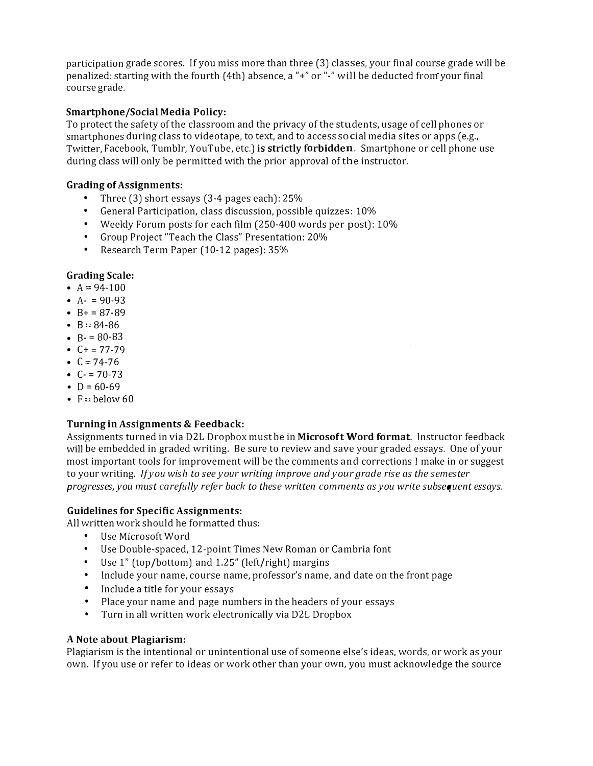participation grade scores. If you miss more than three (3) classes, your final course grade will be penalized: starting with the fourth (4th) absence, a "+" or "-" will be deducted from your final course grade.

**Smartphone/Social Media Policy:**
To protect the safety of the classroom and the privacy of the students, usage of cell phones or smartphones during class to videotape, to text, and to access social media sites or apps (e.g., Twitter, Facebook, Tumblr, YouTube, etc.) **is strictly forbidden**. Smartphone or cell phone use during class will only be permitted with the prior approval of the instructor.

**Grading of Assignments:**

- Three (3) short essays (3-4 pages each): 25%
- General Participation, class discussion, possible quizzes: 10%
- Weekly Forum posts for each film (250-400 words per post): 10%
- Group Project "Teach the Class" Presentation: 20%
- Research Term Paper (10-12 pages): 35%

**Grading Scale:**

- A = 94-100
- A- = 90-93
- B+ = 87-89
- B = 84-86
- B- = 80-83
- C+ = 77-79
- C = 74-76
- C- = 70-73
- D = 60-69
- F = below 60

**Turning in Assignments & Feedback:**
Assignments turned in via D2L Dropbox must be in **Microsoft Word format**. Instructor feedback will be embedded in graded writing. Be sure to review and save your graded essays. One of your most important tools for improvement will be the comments and corrections I make in or suggest to your writing. *If you wish to see your writing improve and your grade rise as the semester progresses, you must carefully refer back to these written comments as you write subsequent essays.*

**Guidelines for Specific Assignments:**
All written work should he formatted thus:

- Use Microsoft Word
- Use Double-spaced, 12-point Times New Roman or Cambria font
- Use 1" (top/bottom) and 1.25" (left/right) margins
- Include your name, course name, professor's name, and date on the front page
- Include a title for your essays
- Place your name and page numbers in the headers of your essays
- Turn in all written work electronically via D2L Dropbox

**A Note about Plagiarism:**
Plagiarism is the intentional or unintentional use of someone else's ideas, words, or work as your own. If you use or refer to ideas or work other than your own, you must acknowledge the source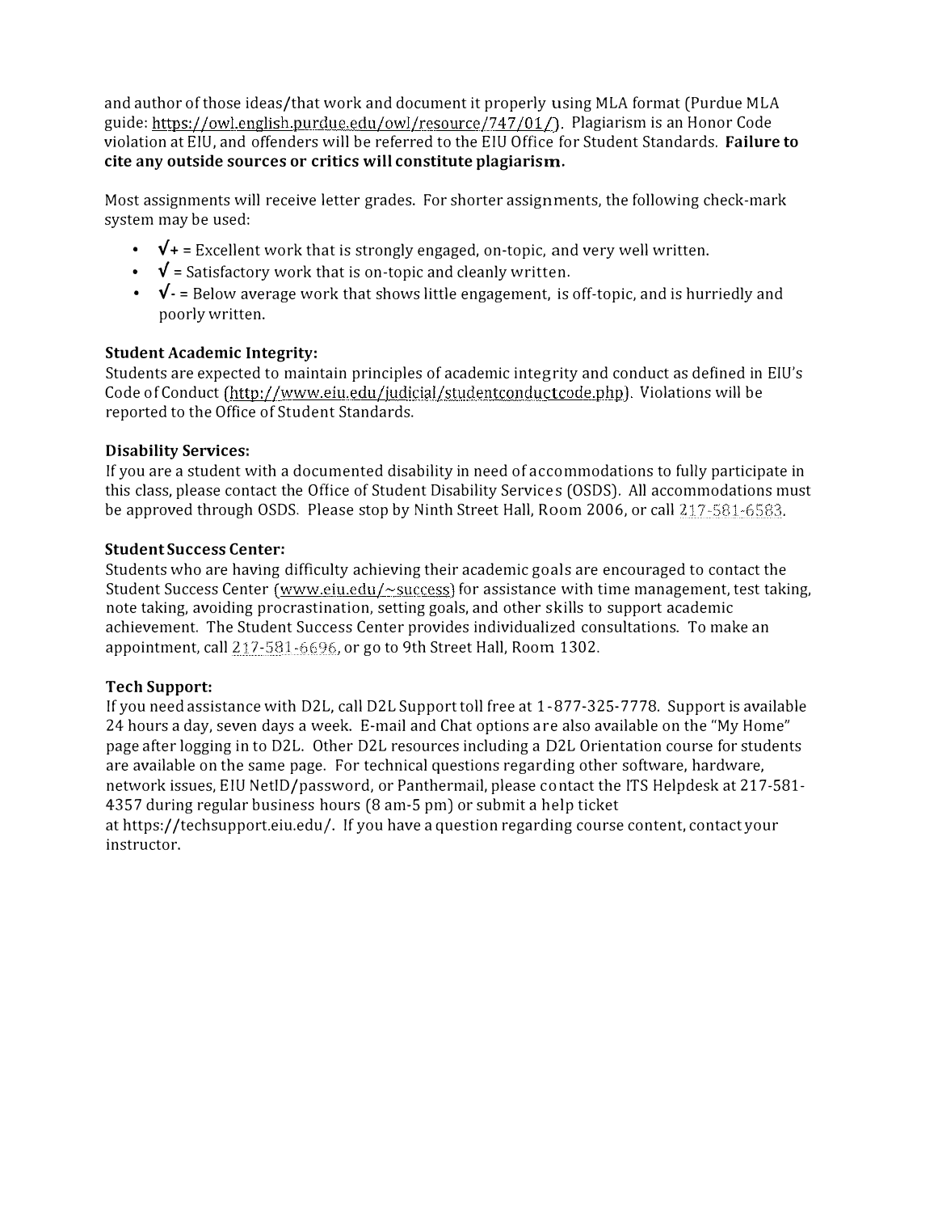and author of those ideas/that work and document it properly using MLA format (Purdue MLA guide: https://owl.english.purdue.edu/owl/resource/747/01/). Plagiarism is an Honor Code violation at EIU, and offenders will be referred to the EIU Office for Student Standards. **Failure to cite any outside sources or critics will constitute plagiarism.**

Most assignments will receive letter grades. For shorter assignments, the following check-mark system may be used:

- **√+** = Excellent work that is strongly engaged, on-topic, and very well written.
- **√** = Satisfactory work that is on-topic and cleanly written.
- **√-** = Below average work that shows little engagement, is off-topic, and is hurriedly and poorly written.

**Student Academic Integrity:**
Students are expected to maintain principles of academic integrity and conduct as defined in EIU's Code of Conduct (http://www.eiu.edu/judicial/studentconductcode.php). Violations will be reported to the Office of Student Standards.

**Disability Services:**
If you are a student with a documented disability in need of accommodations to fully participate in this class, please contact the Office of Student Disability Services (OSDS). All accommodations must be approved through OSDS. Please stop by Ninth Street Hall, Room 2006, or call 217-581-6583.

**Student Success Center:**
Students who are having difficulty achieving their academic goals are encouraged to contact the Student Success Center (www.eiu.edu/~success) for assistance with time management, test taking, note taking, avoiding procrastination, setting goals, and other skills to support academic achievement. The Student Success Center provides individualized consultations. To make an appointment, call 217-581-6696, or go to 9th Street Hall, Room 1302.

**Tech Support:**
If you need assistance with D2L, call D2L Support toll free at 1-877-325-7778. Support is available 24 hours a day, seven days a week. E-mail and Chat options are also available on the "My Home" page after logging in to D2L. Other D2L resources including a D2L Orientation course for students are available on the same page. For technical questions regarding other software, hardware, network issues, EIU NetID/password, or Panthermail, please contact the ITS Helpdesk at 217-581-4357 during regular business hours (8 am-5 pm) or submit a help ticket at https://techsupport.eiu.edu/. If you have a question regarding course content, contact your instructor.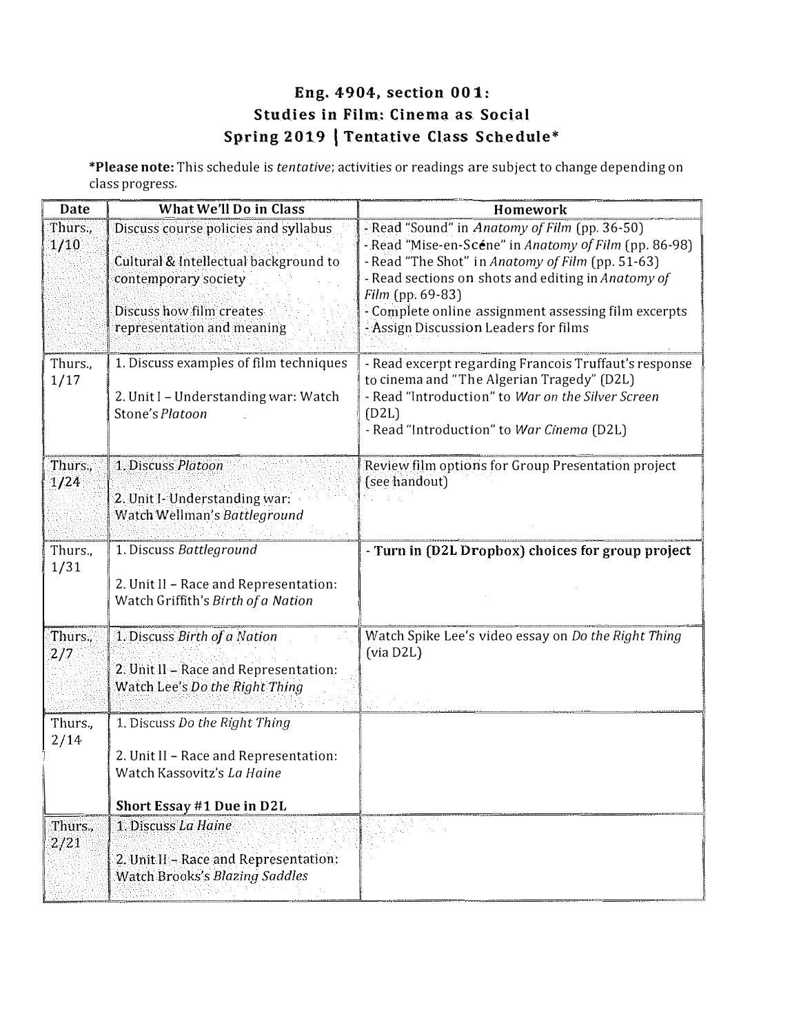## Eng. 4904, section 001: Studies in Film: Cinema as Social Spring 2019 | Tentative Class Schedule*

***Please note:** This schedule is *tentative*; activities or readings are subject to change depending on class progress.

| Date | What We'll Do in Class | Homework |
|---|---|---|
| Thurs., 1/10 | Discuss course policies and syllabus<br><br>Cultural & Intellectual background to contemporary society<br><br>Discuss how film creates representation and meaning | - Read "Sound" in *Anatomy of Film* (pp. 36-50)<br>- Read "Mise-en-Scéne" in *Anatomy of Film* (pp. 86-98)<br>- Read "The Shot" in *Anatomy of Film* (pp. 51-63)<br>- Read sections on shots and editing in *Anatomy of Film* (pp. 69-83)<br>- Complete online assignment assessing film excerpts<br>- Assign Discussion Leaders for films |
| Thurs., 1/17 | 1. Discuss examples of film techniques<br><br>2. Unit I – Understanding war: Watch Stone's *Platoon* | - Read excerpt regarding Francois Truffaut's response to cinema and "The Algerian Tragedy" (D2L)<br>- Read "Introduction" to *War on the Silver Screen* (D2L)<br>- Read "Introduction" to *War Cinema* (D2L) |
| Thurs., 1/24 | 1. Discuss *Platoon*<br><br>2. Unit I- Understanding war: Watch Wellman's *Battleground* | Review film options for Group Presentation project (see handout) |
| Thurs., 1/31 | 1. Discuss *Battleground*<br><br>2. Unit II – Race and Representation: Watch Griffith's *Birth of a Nation* | **- Turn in (D2L Dropbox) choices for group project** |
| Thurs., 2/7 | 1. Discuss *Birth of a Nation*<br><br>2. Unit II – Race and Representation: Watch Lee's *Do the Right Thing* | Watch Spike Lee's video essay on *Do the Right Thing* (via D2L) |
| Thurs., 2/14 | 1. Discuss *Do the Right Thing*<br><br>2. Unit II – Race and Representation: Watch Kassovitz's *La Haine*<br><br>**Short Essay #1 Due in D2L** | |
| Thurs., 2/21 | 1. Discuss *La Haine*<br><br>2. Unit II – Race and Representation: Watch Brooks's *Blazing Saddles* | |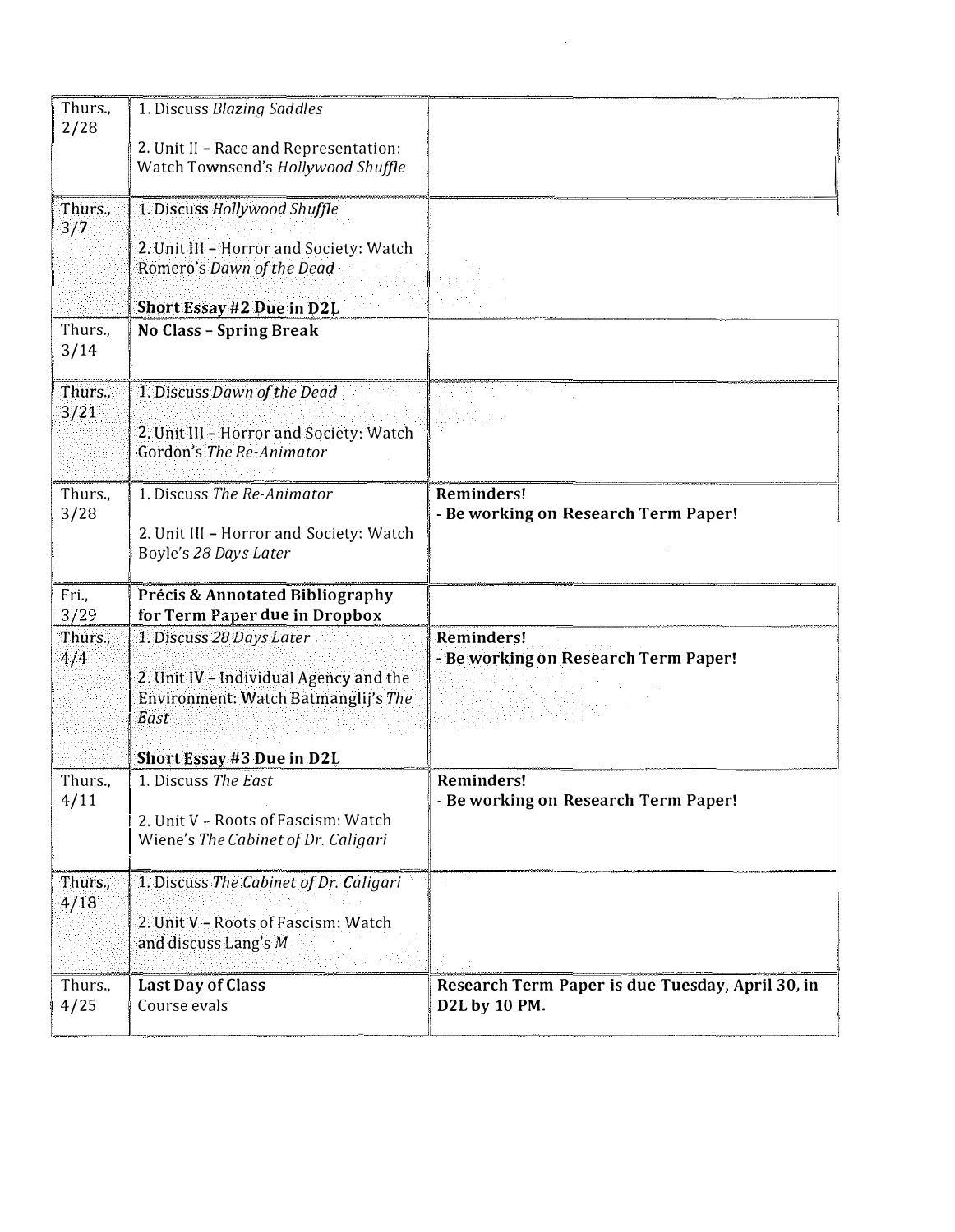| | | |
|---|---|---|
| Thurs., 2/28 | 1. Discuss *Blazing Saddles*<br><br>2. Unit II – Race and Representation: Watch Townsend's *Hollywood Shuffle* | |
| Thurs., 3/7 | 1. Discuss *Hollywood Shuffle*<br><br>2. Unit III – Horror and Society: Watch Romero's *Dawn of the Dead*<br><br>**Short Essay #2 Due in D2L** | |
| Thurs., 3/14 | **No Class – Spring Break** | |
| Thurs., 3/21 | 1. Discuss *Dawn of the Dead*<br><br>2. Unit III – Horror and Society: Watch Gordon's *The Re-Animator* | |
| Thurs., 3/28 | 1. Discuss *The Re-Animator*<br><br>2. Unit III – Horror and Society: Watch Boyle's *28 Days Later* | **Reminders!**<br>**- Be working on Research Term Paper!** |
| Fri., 3/29 | **Précis & Annotated Bibliography for Term Paper due in Dropbox** | |
| Thurs., 4/4 | 1. Discuss *28 Days Later*<br><br>2. Unit IV – Individual Agency and the Environment: Watch Batmanglij's *The East*<br><br>**Short Essay #3 Due in D2L** | **Reminders!**<br>**- Be working on Research Term Paper!** |
| Thurs., 4/11 | 1. Discuss *The East*<br><br>2. Unit V – Roots of Fascism: Watch Wiene's *The Cabinet of Dr. Caligari* | **Reminders!**<br>**- Be working on Research Term Paper!** |
| Thurs., 4/18 | 1. Discuss *The Cabinet of Dr. Caligari*<br><br>2. Unit V – Roots of Fascism: Watch and discuss Lang's *M* | |
| Thurs., 4/25 | **Last Day of Class**<br>Course evals | **Research Term Paper is due Tuesday, April 30, in D2L by 10 PM.** |